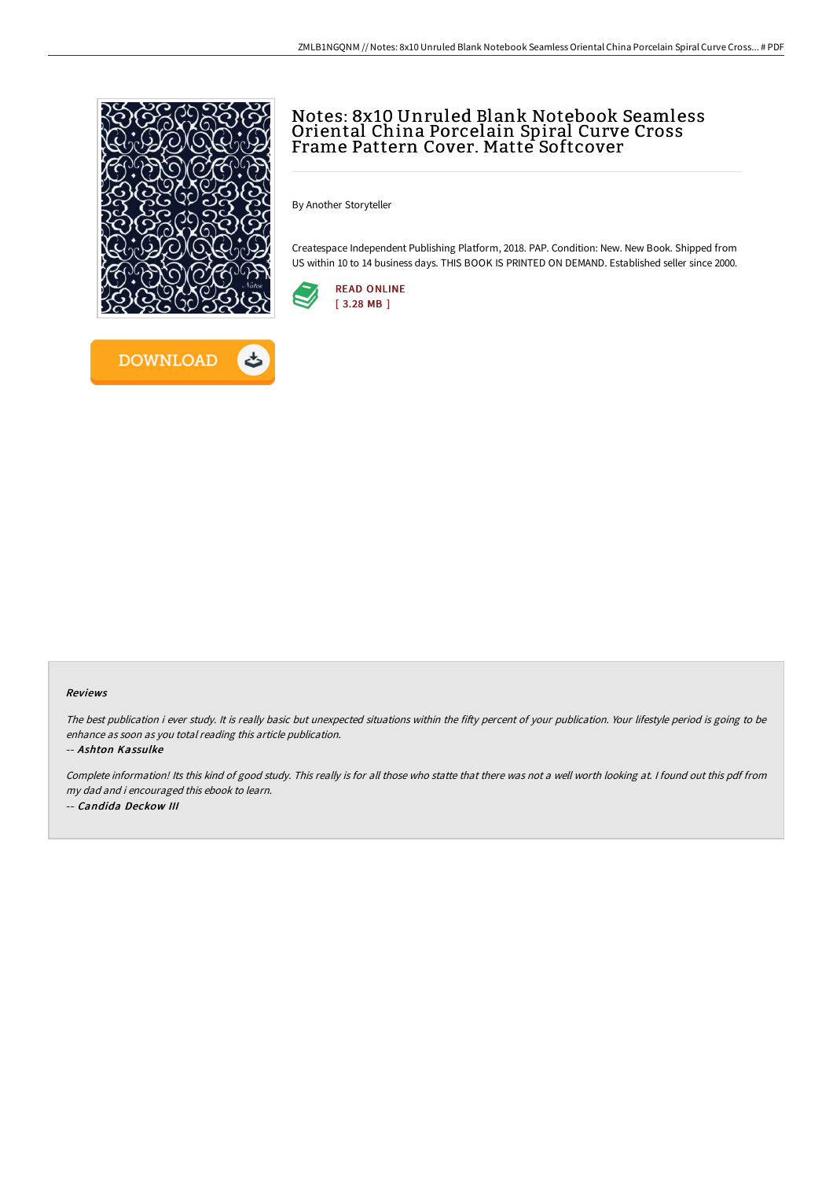# Notes: 8x10 Unruled Blank Notebook Seamless Oriental China Porcelain Spiral Curve Cross Frame Pattern Cover. Matte Softcover

By Another Storyteller

Createspace Independent Publishing Platform, 2018. PAP. Condition: New. New Book. Shipped from US within 10 to 14 business days. THIS BOOK IS PRINTED ON DEMAND. Established seller since 2000.

READ ONLINE
[ 3.28 MB ]

DOWNLOAD

### Reviews

*The best publication i ever study. It is really basic but unexpected situations within the fifty percent of your publication. Your lifestyle period is going to be enhance as soon as you total reading this article publication.*

*-- Ashton Kassulke*

*Complete information! Its this kind of good study. This really is for all those who statte that there was not a well worth looking at. I found out this pdf from my dad and i encouraged this ebook to learn.*

*-- Candida Deckow III*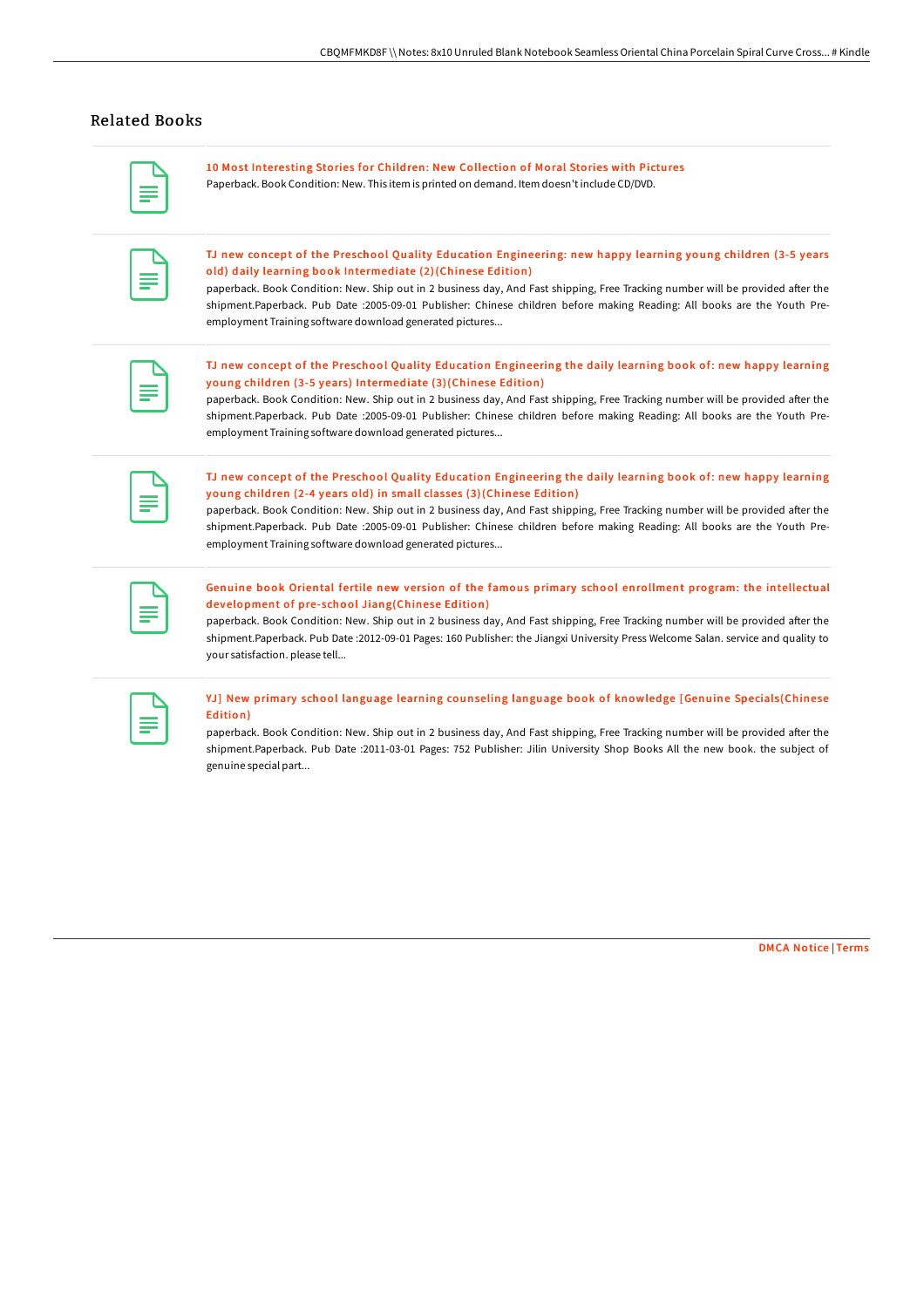## Related Books

**10 Most Interesting Stories for Children: New Collection of Moral Stories with Pictures**

Paperback. Book Condition: New. This item is printed on demand. Item doesn't include CD/DVD.

**TJ new concept of the Preschool Quality Education Engineering: new happy learning young children (3-5 years old) daily learning book Intermediate (2)(Chinese Edition)**

paperback. Book Condition: New. Ship out in 2 business day, And Fast shipping, Free Tracking number will be provided after the shipment.Paperback. Pub Date :2005-09-01 Publisher: Chinese children before making Reading: All books are the Youth Pre-employment Training software download generated pictures...

**TJ new concept of the Preschool Quality Education Engineering the daily learning book of: new happy learning young children (3-5 years) Intermediate (3)(Chinese Edition)**

paperback. Book Condition: New. Ship out in 2 business day, And Fast shipping, Free Tracking number will be provided after the shipment.Paperback. Pub Date :2005-09-01 Publisher: Chinese children before making Reading: All books are the Youth Pre-employment Training software download generated pictures...

**TJ new concept of the Preschool Quality Education Engineering the daily learning book of: new happy learning young children (2-4 years old) in small classes (3)(Chinese Edition)**

paperback. Book Condition: New. Ship out in 2 business day, And Fast shipping, Free Tracking number will be provided after the shipment.Paperback. Pub Date :2005-09-01 Publisher: Chinese children before making Reading: All books are the Youth Pre-employment Training software download generated pictures...

**Genuine book Oriental fertile new version of the famous primary school enrollment program: the intellectual development of pre-school Jiang(Chinese Edition)**

paperback. Book Condition: New. Ship out in 2 business day, And Fast shipping, Free Tracking number will be provided after the shipment.Paperback. Pub Date :2012-09-01 Pages: 160 Publisher: the Jiangxi University Press Welcome Salan. service and quality to your satisfaction. please tell...

**YJ] New primary school language learning counseling language book of knowledge [Genuine Specials(Chinese Edition)**

paperback. Book Condition: New. Ship out in 2 business day, And Fast shipping, Free Tracking number will be provided after the shipment.Paperback. Pub Date :2011-03-01 Pages: 752 Publisher: Jilin University Shop Books All the new book. the subject of genuine special part...